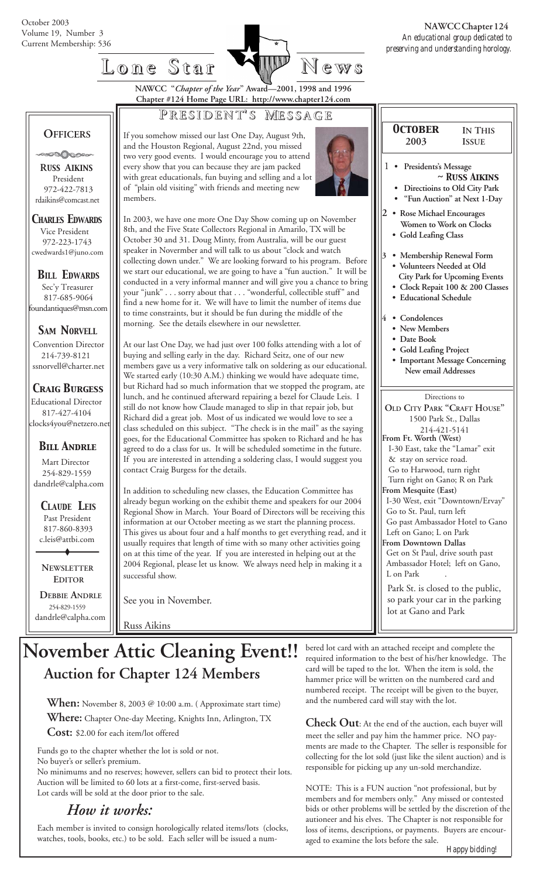October 2003
Volume 19, Number 3
Current Membership: 536

**NAWCC Chapter 124**
*An educational group dedicated to preserving and understanding horology.*

# Lone Star News

**NAWCC "*Chapter of the Year*" Award—2001, 1998 and 1996**
**Chapter #124 Home Page URL: http://www.chapter124.com**

## Officers

**RUSS AIKINS**
President
972-422-7813
rdaikins@comcast.net

**CHARLES EDWARDS**
Vice President
972-223-1743
cwedwards1@juno.com

**BILL EDWARDS**
Sec'y Treasurer
817-685-9064
foundantiques@msn.com

**SAM NORVELL**
Convention Director
214-739-8121
ssnorvell@charter.net

**CRAIG BURGESS**
Educational Director
817-427-4104
clocks4you@netzero.net

**BILL ANDRLE**
Mart Director
254-829-1559
dandrle@calpha.com

**CLAUDE LEIS**
Past President
817-860-8393
c.leis@attbi.com

**NEWSLETTER EDITOR**

**DEBBIE ANDRLE**
254-829-1559
dandrle@calpha.com

## President's Message

If you somehow missed our last One Day, August 9th, and the Houston Regional, August 22nd, you missed two very good events. I would encourage you to attend every show that you can because they are jam packed with great educationals, fun buying and selling and a lot of "plain old visiting" with friends and meeting new members.

In 2003, we have one more One Day Show coming up on November 8th, and the Five State Collectors Regional in Amarilo, TX will be October 30 and 31. Doug Minty, from Australia, will be our guest speaker in Novermber and will talk to us about "clock and watch collecting down under." We are looking forward to his program. Before we start our educational, we are going to have a "fun auction." It will be conducted in a very informal manner and will give you a chance to bring your "junk" . . . sorry about that . . . "wonderful, collectible stuff" and find a new home for it. We will have to limit the number of items due to time constraints, but it should be fun during the middle of the morning. See the details elsewhere in our newsletter.

At our last One Day, we had just over 100 folks attending with a lot of buying and selling early in the day. Richard Seitz, one of our new members gave us a very informative talk on soldering as our educational. We started early (10:30 A.M.) thinking we would have adequate time, but Richard had so much information that we stopped the program, ate lunch, and he continued afterward repairing a bezel for Claude Leis. I still do not know how Claude managed to slip in that repair job, but Richard did a great job. Most of us indicated we would love to see a class scheduled on this subject. "The check is in the mail" as the saying goes, for the Educational Committee has spoken to Richard and he has agreed to do a class for us. It will be scheduled sometime in the future. If you are interested in attending a soldering class, I would suggest you contact Craig Burgess for the details.

In addition to scheduling new classes, the Education Committee has already begun working on the exhibit theme and speakers for our 2004 Regional Show in March. Your Board of Directors will be receiving this information at our October meeting as we start the planning process. This gives us about four and a half months to get everything read, and it usually requires that length of time with so many other activities going on at this time of the year. If you are interested in helping out at the 2004 Regional, please let us know. We always need help in making it a successful show.

See you in November.

Russ Aikins

## October 2003 — In This Issue

1
- **Presidents's Message ~ RUSS AIKINS**
- **Directioins to Old City Park**
- **"Fun Auction" at Next 1-Day**

2
- **Rose Michael Encourages Women to Work on Clocks**
- **Gold Leafing Class**

3
- **Membership Renewal Form**
- **Volunteers Needed at Old City Park for Upcoming Events**
- **Clock Repait 100 & 200 Classes**
- **Educational Schedule**

4
- **Condolences**
- **New Members**
- **Date Book**
- **Gold Leafing Project**
- **Important Message Concerning New email Addresses**

### Directions to OLD CITY PARK "CRAFT HOUSE"

1500 Park St., Dallas
214-421-5141

**From Ft. Worth (West)**
I-30 East, take the "Lamar" exit & stay on service road.
Go to Harwood, turn right
Turn right on Gano; R on Park

**From Mesquite (East)**
I-30 West, exit "Downtown/Ervay"
Go to St. Paul, turn left
Go past Ambassador Hotel to Gano
Left on Gano; L on Park

**From Downtown Dallas**
Get on St Paul, drive south past Ambassador Hotel; left on Gano, L on Park

Park St. is closed to the public, so park your car in the parking lot at Gano and Park

# November Attic Cleaning Event!!

## Auction for Chapter 124 Members

**When:** November 8, 2003 @ 10:00 a.m. ( Approximate start time)

**Where:** Chapter One-day Meeting, Knights Inn, Arlington, TX

**Cost:** $2.00 for each item/lot offered

Funds go to the chapter whether the lot is sold or not.
No buyer's or seller's premium.
No minimums and no reserves; however, sellers can bid to protect their lots.
Auction will be limited to 60 lots at a first-come, first-served basis.
Lot cards will be sold at the door prior to the sale.

## *How it works:*

Each member is invited to consign horologically related items/lots (clocks, watches, tools, books, etc.) to be sold. Each seller will be issued a numbered lot card with an attached receipt and complete the required information to the best of his/her knowledge. The card will be taped to the lot. When the item is sold, the hammer price will be written on the numbered card and numbered receipt. The receipt will be given to the buyer, and the numbered card will stay with the lot.

**Check Out**: At the end of the auction, each buyer will meet the seller and pay him the hammer price. NO payments are made to the Chapter. The seller is responsible for collecting for the lot sold (just like the silent auction) and is responsible for picking up any un-sold merchandize.

NOTE: This is a FUN auction "not professional, but by members and for members only." Any missed or contested bids or other problems will be settled by the discretion of the autioneer and his elves. The Chapter is not responsible for loss of items, descriptions, or payments. Buyers are encouraged to examine the lots before the sale.

*Happy bidding!*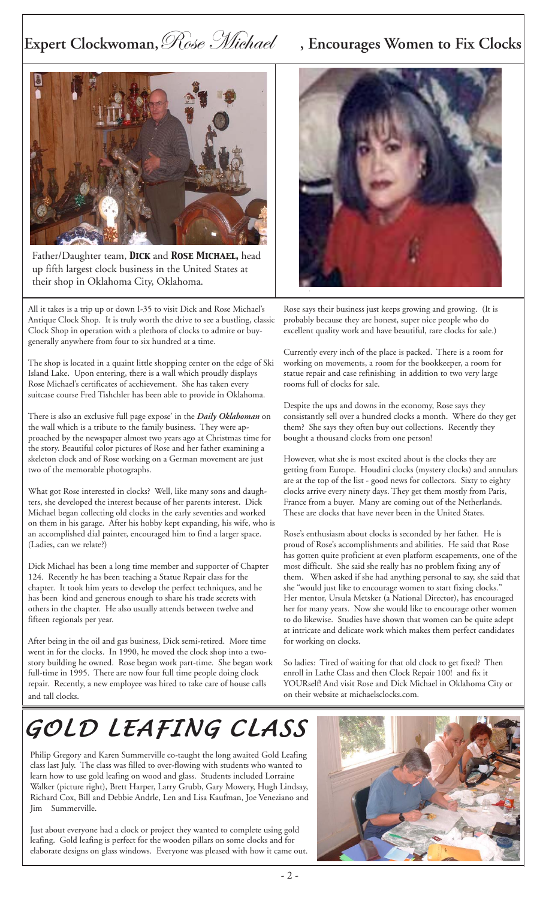# Expert Clockwoman, *Rose Michael*, Encourages Women to Fix Clocks

Father/Daughter team, **DICK** and **ROSE MICHAEL,** head up fifth largest clock business in the United States at their shop in Oklahoma City, Oklahoma.

All it takes is a trip up or down I-35 to visit Dick and Rose Michael's Antique Clock Shop. It is truly worth the drive to see a bustling, classic Clock Shop in operation with a plethora of clocks to admire or buy-generally anywhere from four to six hundred at a time.

The shop is located in a quaint little shopping center on the edge of Ski Island Lake. Upon entering, there is a wall which proudly displays Rose Michael's certificates of acchievement. She has taken every suitcase course Fred Tishchler has been able to provide in Oklahoma.

There is also an exclusive full page expose' in the ***Daily Oklahoman*** on the wall which is a tribute to the family business. They were approached by the newspaper almost two years ago at Christmas time for the story. Beautiful color pictures of Rose and her father examining a skeleton clock and of Rose working on a German movement are just two of the memorable photographs.

What got Rose interested in clocks? Well, like many sons and daughters, she developed the interest because of her parents interest. Dick Michael began collecting old clocks in the early seventies and worked on them in his garage. After his hobby kept expanding, his wife, who is an accomplished dial painter, encouraged him to find a larger space. (Ladies, can we relate?)

Dick Michael has been a long time member and supporter of Chapter 124. Recently he has been teaching a Statue Repair class for the chapter. It took him years to develop the perfect techniques, and he has been kind and generous enough to share his trade secrets with others in the chapter. He also usually attends between twelve and fifteen regionals per year.

After being in the oil and gas business, Dick semi-retired. More time went in for the clocks. In 1990, he moved the clock shop into a two-story building he owned. Rose began work part-time. She began work full-time in 1995. There are now four full time people doing clock repair. Recently, a new employee was hired to take care of house calls and tall clocks.

Rose says their business just keeps growing and growing. (It is probably because they are honest, super nice people who do excellent quality work and have beautiful, rare clocks for sale.)

Currently every inch of the place is packed. There is a room for working on movements, a room for the bookkeeper, a room for statue repair and case refinishing in addition to two very large rooms full of clocks for sale.

Despite the ups and downs in the economy, Rose says they consistantly sell over a hundred clocks a month. Where do they get them? She says they often buy out collections. Recently they bought a thousand clocks from one person!

However, what she is most excited about is the clocks they are getting from Europe. Houdini clocks (mystery clocks) and annulars are at the top of the list - good news for collectors. Sixty to eighty clocks arrive every ninety days. They get them mostly from Paris, France from a buyer. Many are coming out of the Netherlands. These are clocks that have never been in the United States.

Rose's enthusiasm about clocks is seconded by her father. He is proud of Rose's accomplishments and abilities. He said that Rose has gotten quite proficient at even platform escapements, one of the most difficult. She said she really has no problem fixing any of them. When asked if she had anything personal to say, she said that she "would just like to encourage women to start fixing clocks." Her mentor, Ursula Metsker (a National Director), has encouraged her for many years. Now she would like to encourage other women to do likewise. Studies have shown that women can be quite adept at intricate and delicate work which makes them perfect candidates for working on clocks.

So ladies: Tired of waiting for that old clock to get fixed? Then enroll in Lathe Class and then Clock Repair 100! and fix it YOURself! And visit Rose and Dick Michael in Oklahoma City or on their website at michaelsclocks.com.

# GOLD LEAFING CLASS

Philip Gregory and Karen Summerville co-taught the long awaited Gold Leafing class last July. The class was filled to over-flowing with students who wanted to learn how to use gold leafing on wood and glass. Students included Lorraine Walker (picture right), Brett Harper, Larry Grubb, Gary Mowery, Hugh Lindsay, Richard Cox, Bill and Debbie Andrle, Len and Lisa Kaufman, Joe Veneziano and Jim Summerville.

Just about everyone had a clock or project they wanted to complete using gold leafing. Gold leafing is perfect for the wooden pillars on some clocks and for elaborate designs on glass windows. Everyone was pleased with how it came out.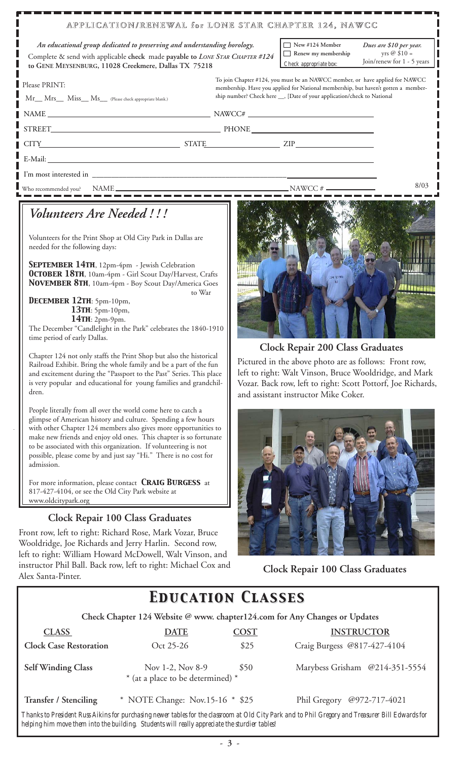## APPLICATION/RENEWAL for LONE STAR CHAPTER 124, NAWCC

*An educational group dedicated to preserving and understanding horology.*

Complete & send with applicable **check** made **payable to** ***LONE STAR CHAPTER #124*** **to GENE MEYSENBURG, 11028 Creekmere, Dallas TX 75218**

☐ New #124 Member
☐ Renew my membership
Check appropriate box:

***Dues are $10 per year.***
yrs @ $10 =
Join/renew for 1 - 5 years

Please PRINT:

Mr__ Mrs__ Miss__ Ms__ (Please check appropriate blank.)

To join Chapter #124, you must be an NAWCC member, or have applied for NAWCC membership. Have you applied for National membership, but haven't gotten a membership number? Check here __, [Date of your application/check to National

NAME ____________________ NAWCC# ____________________

STREET ____________________ PHONE ____________________

CITY ____________________ STATE __________ ZIP __________

E-Mail: ____________________

I'm most interested in ____________________

Who recommended you? NAME ____________________ NAWCC # __________

8/03

## *Volunteers Are Needed ! ! !*

Volunteers for the Print Shop at Old City Park in Dallas are needed for the following days:

**SEPTEMBER 14TH**, 12pm-4pm - Jewish Celebration
**OCTOBER 18TH**, 10am-4pm - Girl Scout Day/Harvest, Crafts
**NOVEMBER 8TH**, 10am-4pm - Boy Scout Day/America Goes to War

**DECEMBER 12TH**: 5pm-10pm,
**13TH**: 5pm-10pm,
**14TH**: 2pm-9pm.

The December "Candlelight in the Park" celebrates the 1840-1910 time period of early Dallas.

Chapter 124 not only staffs the Print Shop but also the historical Railroad Exhibit. Bring the whole family and be a part of the fun and excitement during the "Passport to the Past" Series. This place is very popular and educational for young families and grandchildren.

People literally from all over the world come here to catch a glimpse of American history and culture. Spending a few hours with other Chapter 124 members also gives more opportunities to make new friends and enjoy old ones. This chapter is so fortunate to be associated with this organization. If volunteering is not possible, please come by and just say "Hi." There is no cost for admission.

For more information, please contact **CRAIG BURGESS** at 817-427-4104, or see the Old City Park website at www.oldcitypark.org

### Clock Repair 200 Class Graduates

Pictured in the above photo are as follows: Front row, left to right: Walt Vinson, Bruce Wooldridge, and Mark Vozar. Back row, left to right: Scott Pottorf, Joe Richards, and assistant instructor Mike Coker.

### Clock Repair 100 Class Graduates

Front row, left to right: Richard Rose, Mark Vozar, Bruce Wooldridge, Joe Richards and Jerry Harlin. Second row, left to right: William Howard McDowell, Walt Vinson, and instructor Phil Ball. Back row, left to right: Michael Cox and Alex Santa-Pinter.

### Clock Repair 100 Class Graduates

## EDUCATION CLASSES

**Check Chapter 124 Website @ www. chapter124.com for Any Changes or Updates**

| CLASS | DATE | COST | INSTRUCTOR |
|---|---|---|---|
| **Clock Case Restoration** | Oct 25-26 | $25 | Craig Burgess @817-427-4104 |
| **Self Winding Class** | Nov 1-2, Nov 8-9 * (at a place to be determined) * | $50 | Marybess Grisham @214-351-5554 |
| **Transfer / Stenciling** | * NOTE Change: Nov.15-16 * | $25 | Phil Gregory @972-717-4021 |

*Thanks to President Russ Aikins for purchasing newer tables for the classroom at Old City Park and to Phil Gregory and Treasurer Bill Edwards for helping him move them into the building. Students will really appreciate the sturdier tables!*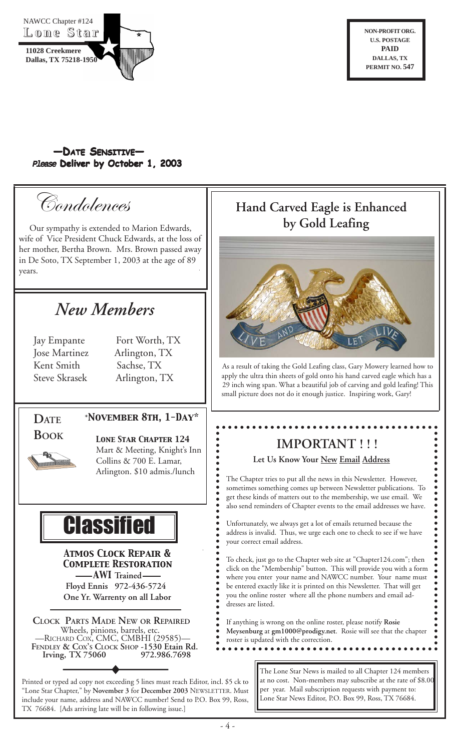NAWCC Chapter #124

Lone Star

11028 Creekmere
Dallas, TX 75218-1950

NON-PROFIT ORG.
U.S. POSTAGE
PAID
DALLAS, TX
PERMIT NO. 547

**—DATE SENSITIVE—**
***Please* Deliver by October 1, 2003**

## Condolences

Our sympathy is extended to Marion Edwards, wife of Vice President Chuck Edwards, at the loss of her mother, Bertha Brown. Mrs. Brown passed away in De Soto, TX September 1, 2003 at the age of 89 years.

## *New Members*

| | |
|---|---|
| Jay Empante | Fort Worth, TX |
| Jose Martinez | Arlington, TX |
| Kent Smith | Sachse, TX |
| Steve Skrasek | Arlington, TX |

## DATE BOOK

**\*NOVEMBER 8TH, 1-DAY\***

**LONE STAR CHAPTER 124**
Mart & Meeting, Knight's Inn
Collins & 700 E. Lamar,
Arlington. $10 admis./lunch

## Classified

***ATMOS CLOCK REPAIR & COMPLETE RESTORATION***
**——AWI Trained——**
**Floyd Ennis 972-436-5724**
**One Yr. Warrenty on all Labor**

**CLOCK PARTS MADE NEW OR REPAIRED**
Wheels, pinions, barrels, etc.
—RICHARD COX, CMC, CMBHI (29585)—
**FENDLEY & COX'S CLOCK SHOP -1530 Etain Rd.**
**Irving, TX 75060 972.986.7698**

Printed or typed ad copy not exceeding 5 lines must reach Editor, incl. $5 ck to "Lone Star Chapter," by **November 3** for **December 2003** NEWSLETTER. Must include your name, address and NAWCC number! Send to P.O. Box 99, Ross, TX 76684. [Ads arriving late will be in following issue.]

## Hand Carved Eagle is Enhanced by Gold Leafing

As a result of taking the Gold Leafing class, Gary Mowery learned how to apply the ultra thin sheets of gold onto his hand carved eagle which has a 29 inch wing span. What a beautiful job of carving and gold leafing! This small picture does not do it enough justice. Inspiring work, Gary!

## IMPORTANT ! ! !

**Let Us Know Your New Email Address**

The Chapter tries to put all the news in this Newsletter. However, sometimes something comes up between Newsletter publications. To get these kinds of matters out to the membership, we use email. We also send reminders of Chapter events to the email addresses we have.

Unfortunately, we always get a lot of emails returned because the address is invalid. Thus, we urge each one to check to see if we have your correct email address.

To check, just go to the Chapter web site at "Chapter124.com"; then click on the "Membership" button. This will provide you with a form where you enter your name and NAWCC number. Your name must be entered exactly like it is printed on this Newsletter. That will get you the online roster where all the phone numbers and email addresses are listed.

If anything is wrong on the online roster, please notify **Rosie Meysenburg** at **gm1000@prodigy.net**. Rosie will see that the chapter roster is updated with the correction.

The Lone Star News is mailed to all Chapter 124 members at no cost. Non-members may subscribe at the rate of $8.00 per year. Mail subscription requests with payment to: Lone Star News Editor, P.O. Box 99, Ross, TX 76684.